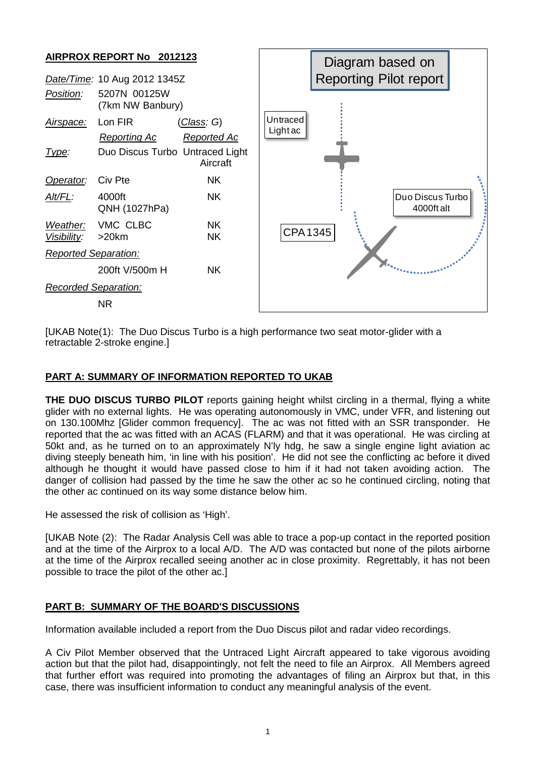## AIRPROX REPORT No 2012123

| | | |
|---|---|---|
| *Date/Time:* | 10 Aug 2012 1345Z | |
| *Position:* | 5207N 00125W (7km NW Banbury) | |
| *Airspace:* | Lon FIR | (*Class:* G) |
| | *Reporting Ac* | *Reported Ac* |
| *Type:* | Duo Discus Turbo | Untraced Light Aircraft |
| *Operator:* | Civ Pte | NK |
| *Alt/FL:* | 4000ft QNH (1027hPa) | NK |
| *Weather:* | VMC CLBC | NK |
| *Visibility:* | >20km | NK |
| *Reported Separation:* | | |
| | 200ft V/500m H | NK |
| *Recorded Separation:* | | |
| | NR | |

Diagram based on Reporting Pilot report

Untraced Light ac

Duo Discus Turbo 4000ft alt

CPA 1345

[UKAB Note(1): The Duo Discus Turbo is a high performance two seat motor-glider with a retractable 2-stroke engine.]

## PART A: SUMMARY OF INFORMATION REPORTED TO UKAB

**THE DUO DISCUS TURBO PILOT** reports gaining height whilst circling in a thermal, flying a white glider with no external lights. He was operating autonomously in VMC, under VFR, and listening out on 130.100Mhz [Glider common frequency]. The ac was not fitted with an SSR transponder. He reported that the ac was fitted with an ACAS (FLARM) and that it was operational. He was circling at 50kt and, as he turned on to an approximately N'ly hdg, he saw a single engine light aviation ac diving steeply beneath him, 'in line with his position'. He did not see the conflicting ac before it dived although he thought it would have passed close to him if it had not taken avoiding action. The danger of collision had passed by the time he saw the other ac so he continued circling, noting that the other ac continued on its way some distance below him.

He assessed the risk of collision as 'High'.

[UKAB Note (2): The Radar Analysis Cell was able to trace a pop-up contact in the reported position and at the time of the Airprox to a local A/D. The A/D was contacted but none of the pilots airborne at the time of the Airprox recalled seeing another ac in close proximity. Regrettably, it has not been possible to trace the pilot of the other ac.]

## PART B: SUMMARY OF THE BOARD'S DISCUSSIONS

Information available included a report from the Duo Discus pilot and radar video recordings.

A Civ Pilot Member observed that the Untraced Light Aircraft appeared to take vigorous avoiding action but that the pilot had, disappointingly, not felt the need to file an Airprox. All Members agreed that further effort was required into promoting the advantages of filing an Airprox but that, in this case, there was insufficient information to conduct any meaningful analysis of the event.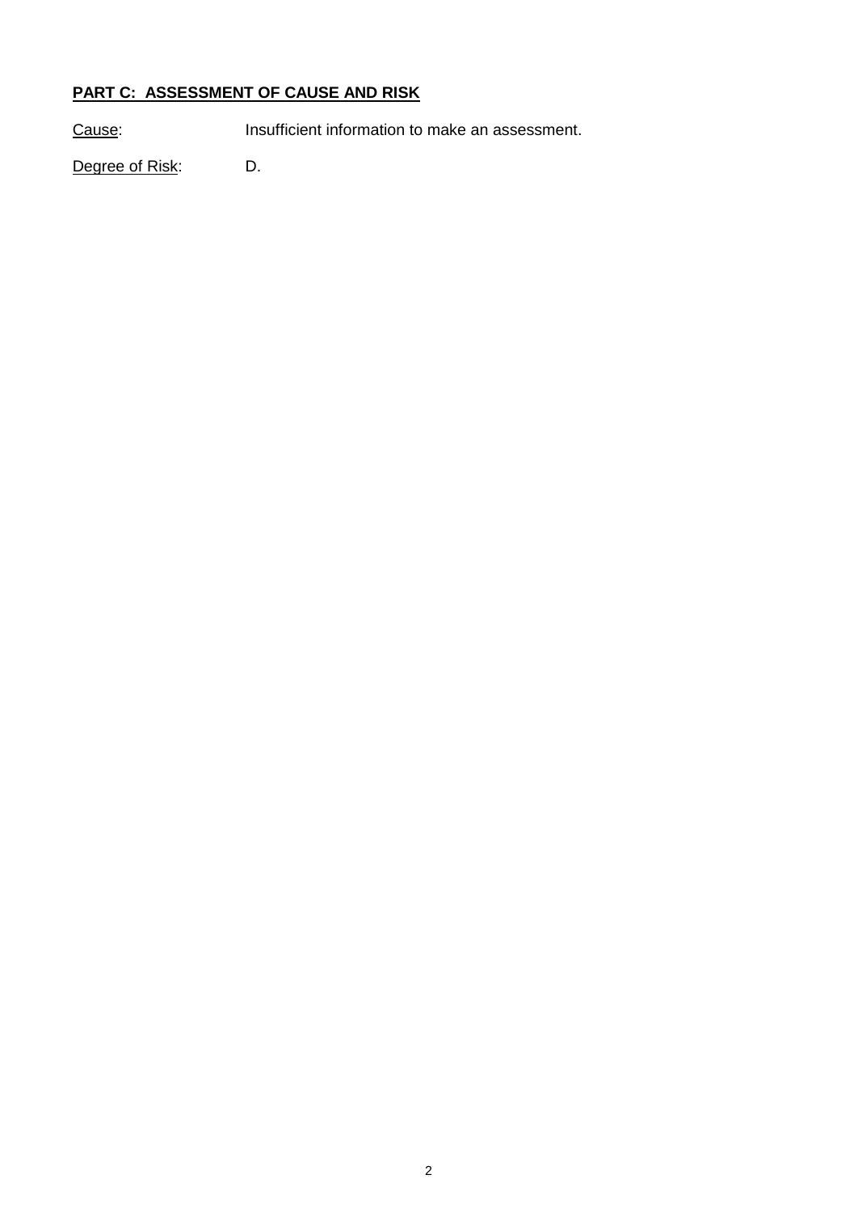**PART C: ASSESSMENT OF CAUSE AND RISK**

Cause: Insufficient information to make an assessment.

Degree of Risk: D.